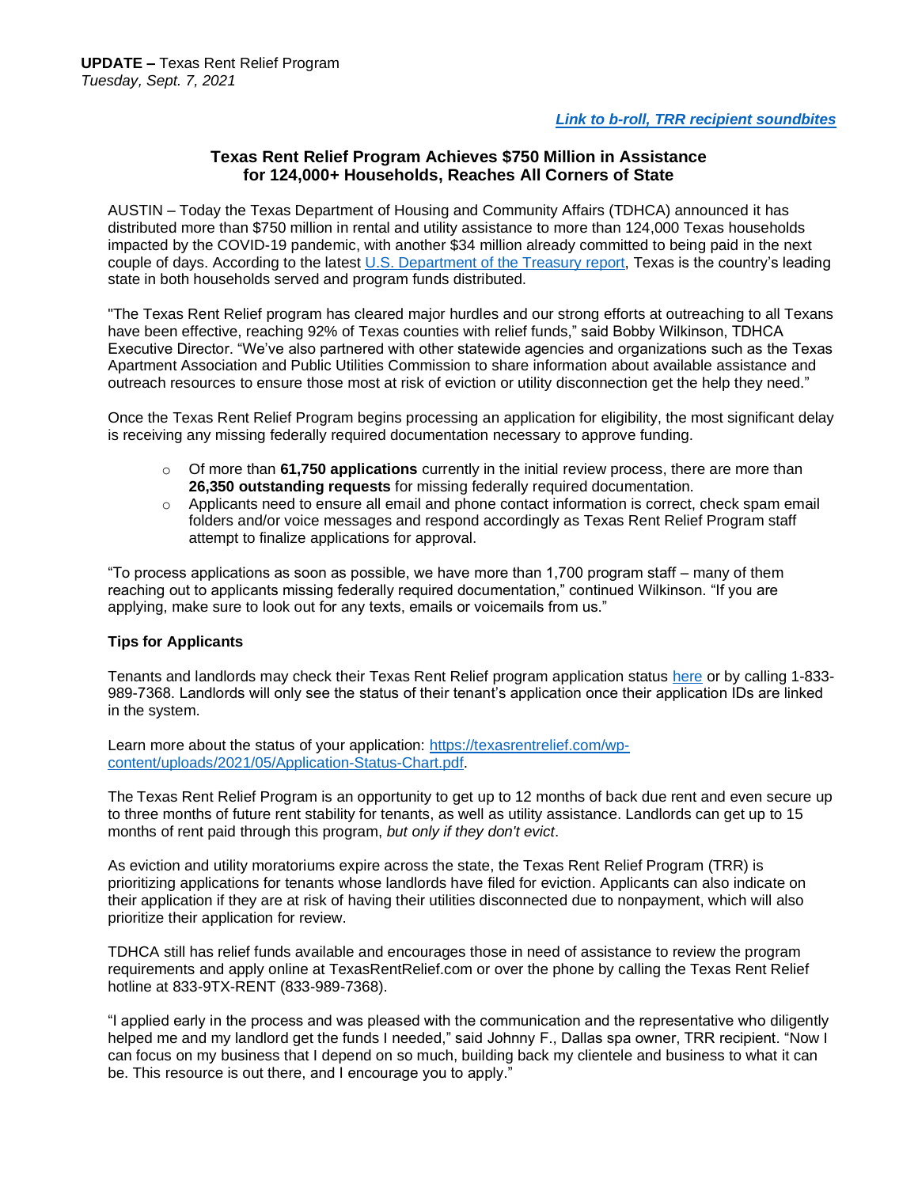**UPDATE –** Texas Rent Relief Program
*Tuesday, Sept. 7, 2021*

***Link to b-roll, TRR recipient soundbites***

## Texas Rent Relief Program Achieves $750 Million in Assistance for 124,000+ Households, Reaches All Corners of State

AUSTIN – Today the Texas Department of Housing and Community Affairs (TDHCA) announced it has distributed more than $750 million in rental and utility assistance to more than 124,000 Texas households impacted by the COVID-19 pandemic, with another $34 million already committed to being paid in the next couple of days. According to the latest U.S. Department of the Treasury report, Texas is the country's leading state in both households served and program funds distributed.

"The Texas Rent Relief program has cleared major hurdles and our strong efforts at outreaching to all Texans have been effective, reaching 92% of Texas counties with relief funds," said Bobby Wilkinson, TDHCA Executive Director. "We've also partnered with other statewide agencies and organizations such as the Texas Apartment Association and Public Utilities Commission to share information about available assistance and outreach resources to ensure those most at risk of eviction or utility disconnection get the help they need."

Once the Texas Rent Relief Program begins processing an application for eligibility, the most significant delay is receiving any missing federally required documentation necessary to approve funding.

- Of more than **61,750 applications** currently in the initial review process, there are more than **26,350 outstanding requests** for missing federally required documentation.
- Applicants need to ensure all email and phone contact information is correct, check spam email folders and/or voice messages and respond accordingly as Texas Rent Relief Program staff attempt to finalize applications for approval.

"To process applications as soon as possible, we have more than 1,700 program staff – many of them reaching out to applicants missing federally required documentation," continued Wilkinson. "If you are applying, make sure to look out for any texts, emails or voicemails from us."

### Tips for Applicants

Tenants and landlords may check their Texas Rent Relief program application status here or by calling 1-833-989-7368. Landlords will only see the status of their tenant's application once their application IDs are linked in the system.

Learn more about the status of your application: https://texasrentrelief.com/wp-content/uploads/2021/05/Application-Status-Chart.pdf.

The Texas Rent Relief Program is an opportunity to get up to 12 months of back due rent and even secure up to three months of future rent stability for tenants, as well as utility assistance. Landlords can get up to 15 months of rent paid through this program, *but only if they don't evict*.

As eviction and utility moratoriums expire across the state, the Texas Rent Relief Program (TRR) is prioritizing applications for tenants whose landlords have filed for eviction. Applicants can also indicate on their application if they are at risk of having their utilities disconnected due to nonpayment, which will also prioritize their application for review.

TDHCA still has relief funds available and encourages those in need of assistance to review the program requirements and apply online at TexasRentRelief.com or over the phone by calling the Texas Rent Relief hotline at 833-9TX-RENT (833-989-7368).

"I applied early in the process and was pleased with the communication and the representative who diligently helped me and my landlord get the funds I needed," said Johnny F., Dallas spa owner, TRR recipient. "Now I can focus on my business that I depend on so much, building back my clientele and business to what it can be. This resource is out there, and I encourage you to apply."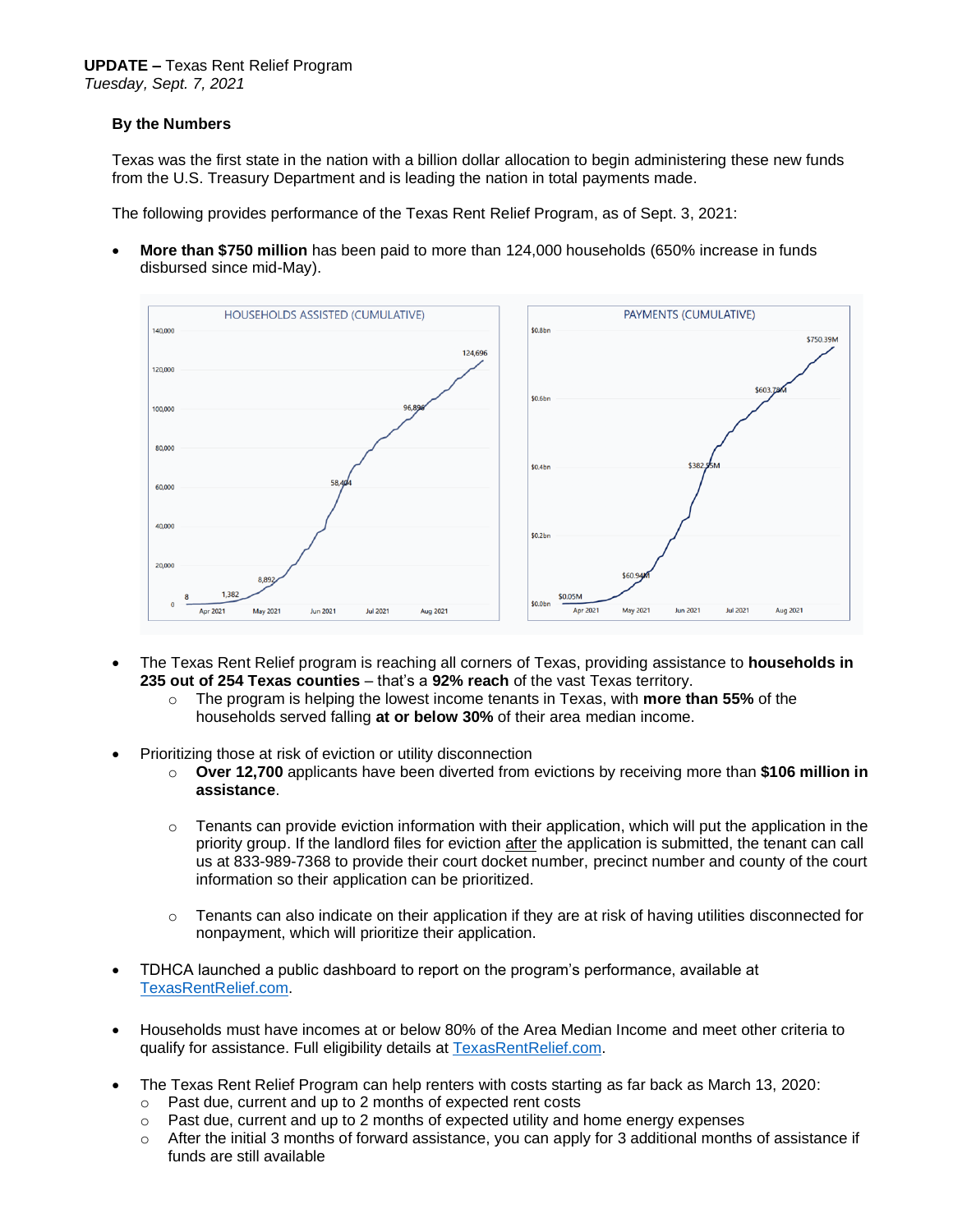**UPDATE –** Texas Rent Relief Program
*Tuesday, Sept. 7, 2021*

**By the Numbers**

Texas was the first state in the nation with a billion dollar allocation to begin administering these new funds from the U.S. Treasury Department and is leading the nation in total payments made.

The following provides performance of the Texas Rent Relief Program, as of Sept. 3, 2021:

- **More than $750 million** has been paid to more than 124,000 households (650% increase in funds disbursed since mid-May).

- The Texas Rent Relief program is reaching all corners of Texas, providing assistance to **households in 235 out of 254 Texas counties** – that's a **92% reach** of the vast Texas territory.
    - The program is helping the lowest income tenants in Texas, with **more than 55%** of the households served falling **at or below 30%** of their area median income.

- Prioritizing those at risk of eviction or utility disconnection
    - **Over 12,700** applicants have been diverted from evictions by receiving more than **$106 million in assistance**.
    - Tenants can provide eviction information with their application, which will put the application in the priority group. If the landlord files for eviction after the application is submitted, the tenant can call us at 833-989-7368 to provide their court docket number, precinct number and county of the court information so their application can be prioritized.
    - Tenants can also indicate on their application if they are at risk of having utilities disconnected for nonpayment, which will prioritize their application.

- TDHCA launched a public dashboard to report on the program's performance, available at TexasRentRelief.com.

- Households must have incomes at or below 80% of the Area Median Income and meet other criteria to qualify for assistance. Full eligibility details at TexasRentRelief.com.

- The Texas Rent Relief Program can help renters with costs starting as far back as March 13, 2020:
    - Past due, current and up to 2 months of expected rent costs
    - Past due, current and up to 2 months of expected utility and home energy expenses
    - After the initial 3 months of forward assistance, you can apply for 3 additional months of assistance if funds are still available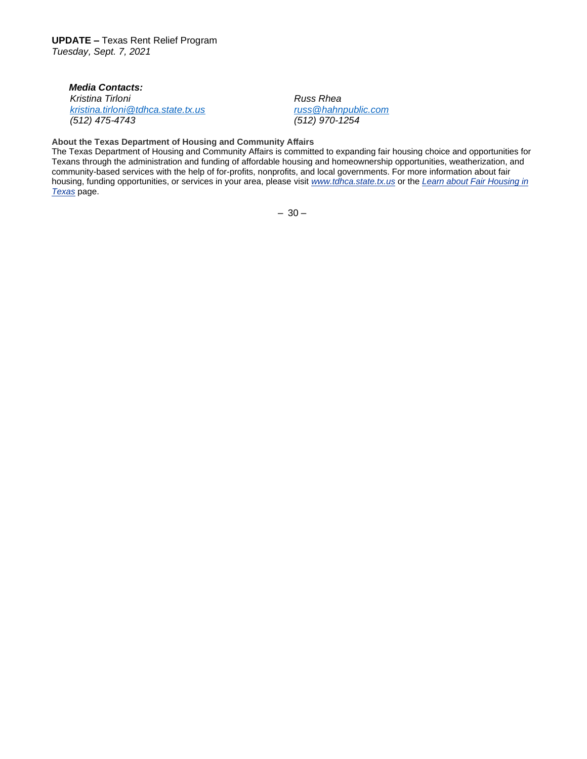***Media Contacts:***

*Kristina Tirloni*
*kristina.tirloni@tdhca.state.tx.us*
*(512) 475-4743*

*Russ Rhea*
*russ@hahnpublic.com*
*(512) 970-1254*

**About the Texas Department of Housing and Community Affairs**

The Texas Department of Housing and Community Affairs is committed to expanding fair housing choice and opportunities for Texans through the administration and funding of affordable housing and homeownership opportunities, weatherization, and community-based services with the help of for-profits, nonprofits, and local governments. For more information about fair housing, funding opportunities, or services in your area, please visit *www.tdhca.state.tx.us* or the *Learn about Fair Housing in Texas* page.

– 30 –